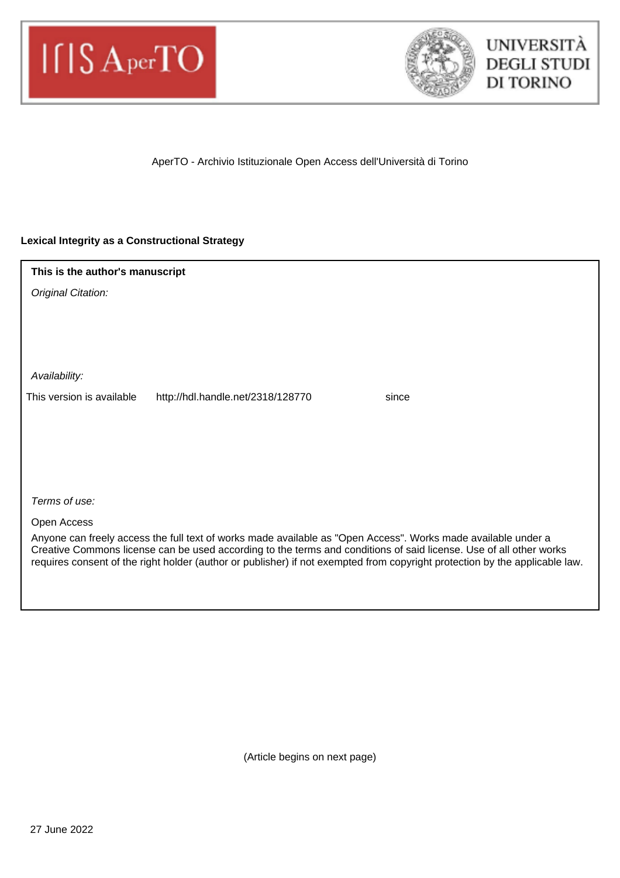AperTO - Archivio Istituzionale Open Access dell'Università di Torino

**Lexical Integrity as a Constructional Strategy**

**This is the author's manuscript**

*Original Citation:*

*Availability:*

This version is available http://hdl.handle.net/2318/128770 since

*Terms of use:*

Open Access

Anyone can freely access the full text of works made available as "Open Access". Works made available under a Creative Commons license can be used according to the terms and conditions of said license. Use of all other works requires consent of the right holder (author or publisher) if not exempted from copyright protection by the applicable law.

(Article begins on next page)

27 June 2022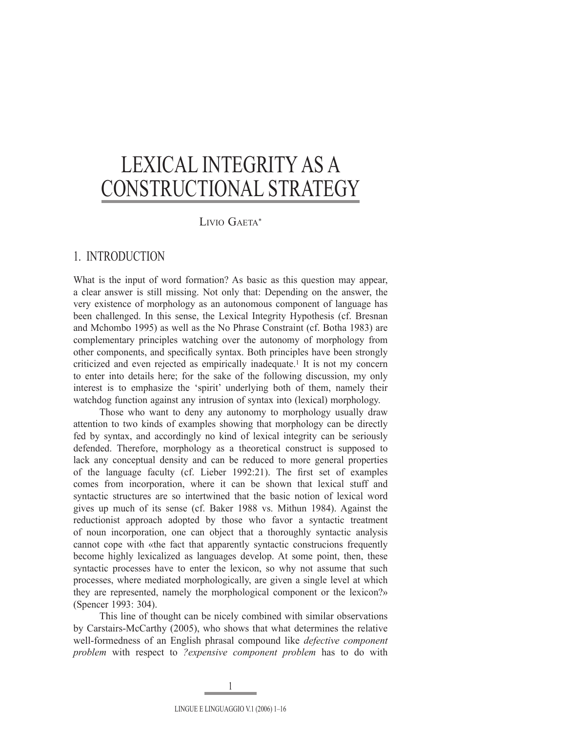# LEXICAL INTEGRITY AS A CONSTRUCTIONAL STRATEGY

LIVIO GAETA*

## 1. INTRODUCTION

What is the input of word formation? As basic as this question may appear, a clear answer is still missing. Not only that: Depending on the answer, the very existence of morphology as an autonomous component of language has been challenged. In this sense, the Lexical Integrity Hypothesis (cf. Bresnan and Mchombo 1995) as well as the No Phrase Constraint (cf. Botha 1983) are complementary principles watching over the autonomy of morphology from other components, and specifically syntax. Both principles have been strongly criticized and even rejected as empirically inadequate.[1] It is not my concern to enter into details here; for the sake of the following discussion, my only interest is to emphasize the 'spirit' underlying both of them, namely their watchdog function against any intrusion of syntax into (lexical) morphology.

Those who want to deny any autonomy to morphology usually draw attention to two kinds of examples showing that morphology can be directly fed by syntax, and accordingly no kind of lexical integrity can be seriously defended. Therefore, morphology as a theoretical construct is supposed to lack any conceptual density and can be reduced to more general properties of the language faculty (cf. Lieber 1992:21). The first set of examples comes from incorporation, where it can be shown that lexical stuff and syntactic structures are so intertwined that the basic notion of lexical word gives up much of its sense (cf. Baker 1988 vs. Mithun 1984). Against the reductionist approach adopted by those who favor a syntactic treatment of noun incorporation, one can object that a thoroughly syntactic analysis cannot cope with «the fact that apparently syntactic construcions frequently become highly lexicalized as languages develop. At some point, then, these syntactic processes have to enter the lexicon, so why not assume that such processes, where mediated morphologically, are given a single level at which they are represented, namely the morphological component or the lexicon?» (Spencer 1993: 304).

This line of thought can be nicely combined with similar observations by Carstairs-McCarthy (2005), who shows that what determines the relative well-formedness of an English phrasal compound like *defective component problem* with respect to *?expensive component problem* has to do with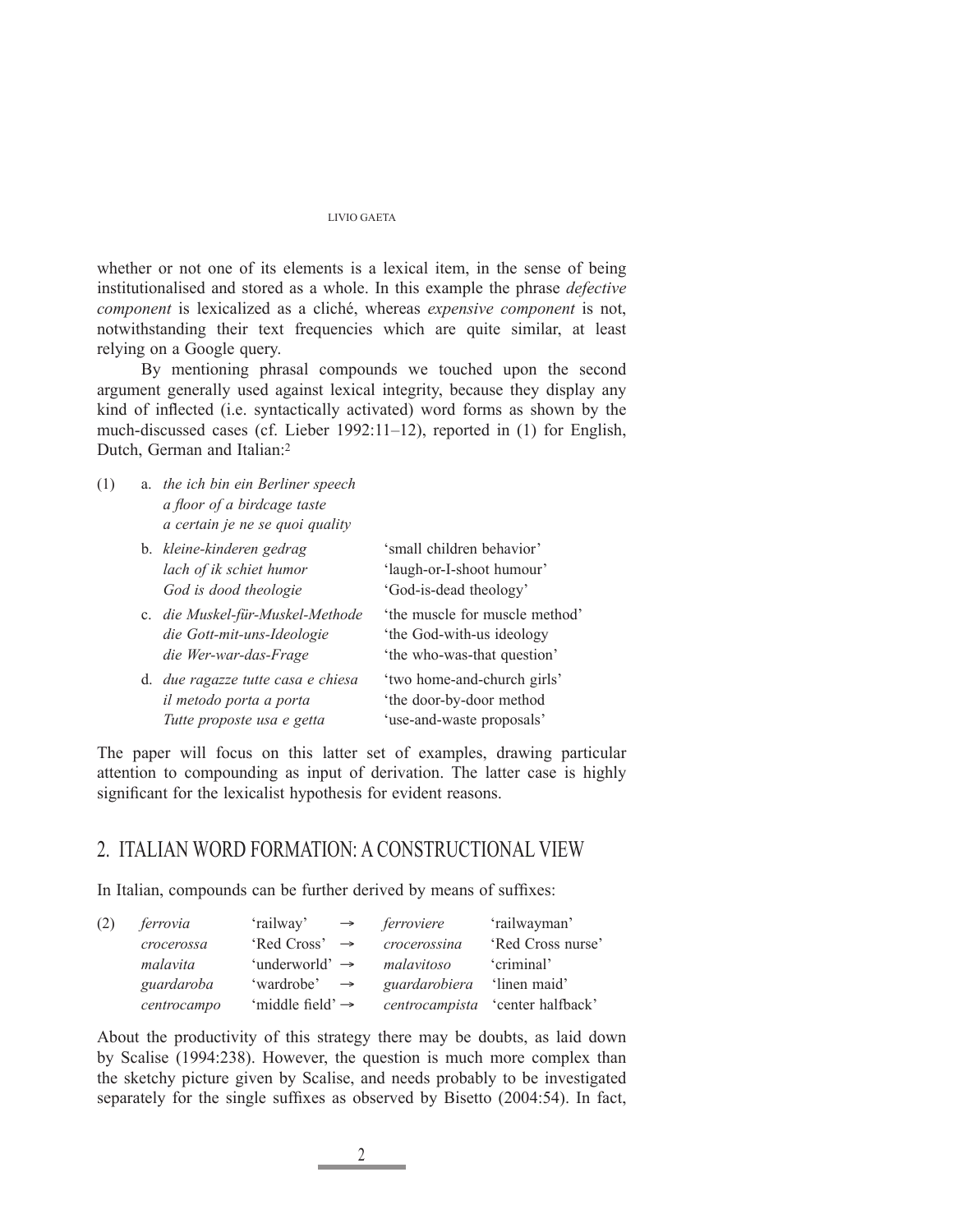whether or not one of its elements is a lexical item, in the sense of being institutionalised and stored as a whole. In this example the phrase *defective component* is lexicalized as a cliché, whereas *expensive component* is not, notwithstanding their text frequencies which are quite similar, at least relying on a Google query.

By mentioning phrasal compounds we touched upon the second argument generally used against lexical integrity, because they display any kind of inflected (i.e. syntactically activated) word forms as shown by the much-discussed cases (cf. Lieber 1992:11–12), reported in (1) for English, Dutch, German and Italian:[2]

(1)

a. *the ich bin ein Berliner speech*
   *a floor of a birdcage taste*
   *a certain je ne se quoi quality*

b. *kleine-kinderen gedrag* — 'small children behavior'
   *lach of ik schiet humor* — 'laugh-or-I-shoot humour'
   *God is dood theologie* — 'God-is-dead theology'

c. *die Muskel-für-Muskel-Methode* — 'the muscle for muscle method'
   *die Gott-mit-uns-Ideologie* — 'the God-with-us ideology
   *die Wer-war-das-Frage* — 'the who-was-that question'

d. *due ragazze tutte casa e chiesa* — 'two home-and-church girls'
   *il metodo porta a porta* — 'the door-by-door method
   *Tutte proposte usa e getta* — 'use-and-waste proposals'

The paper will focus on this latter set of examples, drawing particular attention to compounding as input of derivation. The latter case is highly significant for the lexicalist hypothesis for evident reasons.

## 2. ITALIAN WORD FORMATION: A CONSTRUCTIONAL VIEW

In Italian, compounds can be further derived by means of suffixes:

(2)

| | | | | |
|---|---|---|---|---|
| *ferrovia* | 'railway' | → | *ferroviere* | 'railwayman' |
| *crocerossa* | 'Red Cross' | → | *crocerossina* | 'Red Cross nurse' |
| *malavita* | 'underworld' | → | *malavitoso* | 'criminal' |
| *guardaroba* | 'wardrobe' | → | *guardarobiera* | 'linen maid' |
| *centrocampo* | 'middle field' | → | *centrocampista* | 'center halfback' |

About the productivity of this strategy there may be doubts, as laid down by Scalise (1994:238). However, the question is much more complex than the sketchy picture given by Scalise, and needs probably to be investigated separately for the single suffixes as observed by Bisetto (2004:54). In fact,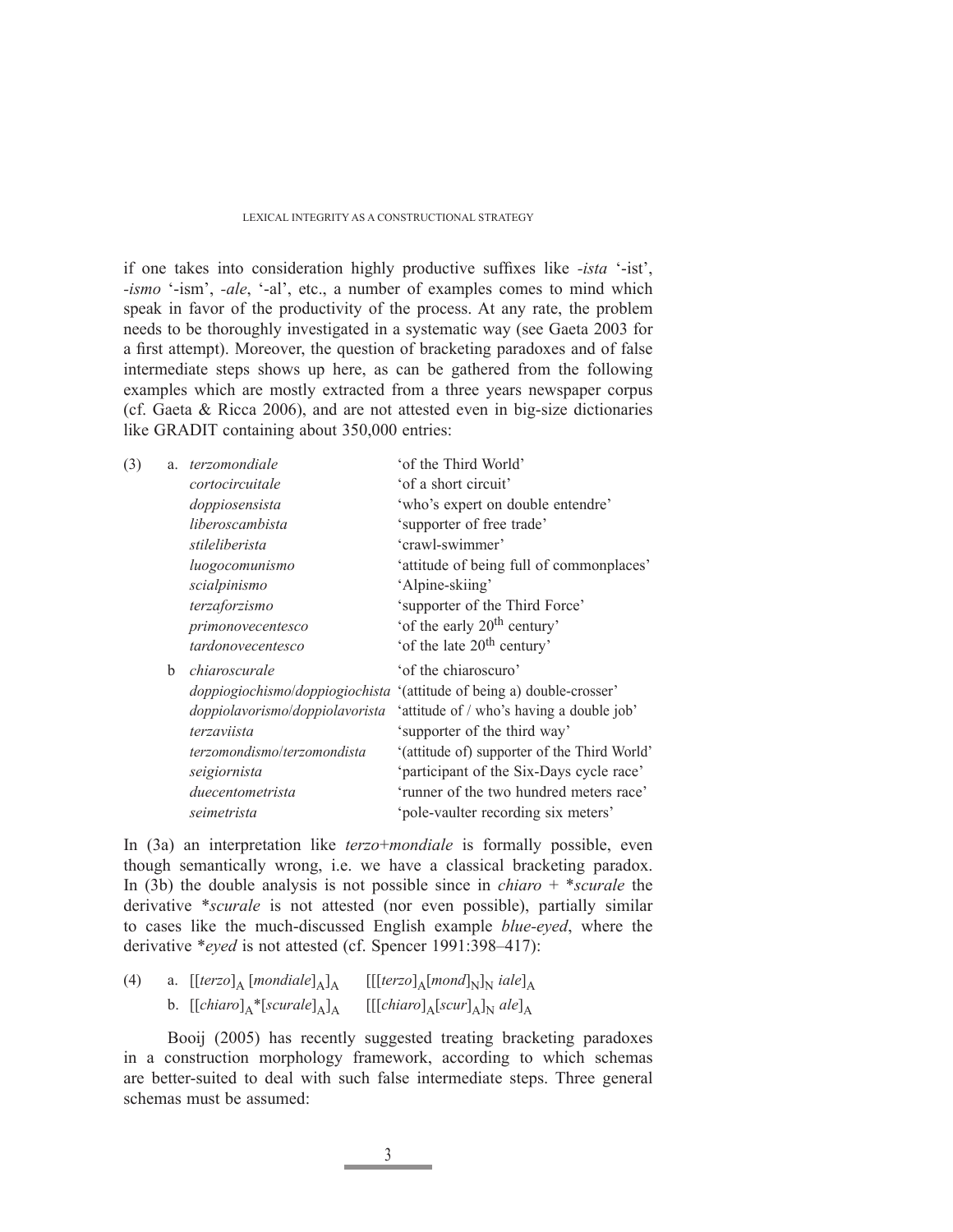if one takes into consideration highly productive suffixes like *-ista* '-ist', *-ismo* '-ism', *-ale*, '-al', etc., a number of examples comes to mind which speak in favor of the productivity of the process. At any rate, the problem needs to be thoroughly investigated in a systematic way (see Gaeta 2003 for a first attempt). Moreover, the question of bracketing paradoxes and of false intermediate steps shows up here, as can be gathered from the following examples which are mostly extracted from a three years newspaper corpus (cf. Gaeta & Ricca 2006), and are not attested even in big-size dictionaries like GRADIT containing about 350,000 entries:

(3) a. *terzomondiale* 'of the Third World'
*cortocircuitale* 'of a short circuit'
*doppiosensista* 'who's expert on double entendre'
*liberoscambista* 'supporter of free trade'
*stileliberista* 'crawl-swimmer'
*luogocomunismo* 'attitude of being full of commonplaces'
*scialpinismo* 'Alpine-skiing'
*terzaforzismo* 'supporter of the Third Force'
*primonovecentesco* 'of the early 20th century'
*tardonovecentesco* 'of the late 20th century'

b *chiaroscurale* 'of the chiaroscuro'
*doppiogiochismo*/*doppiogiochista* '(attitude of being a) double-crosser'
*doppiolavorismo*/*doppiolavorista* 'attitude of / who's having a double job'
*terzaviista* 'supporter of the third way'
*terzomondismo*/*terzomondista* '(attitude of) supporter of the Third World'
*seigiornista* 'participant of the Six-Days cycle race'
*duecentometrista* 'runner of the two hundred meters race'
*seimetrista* 'pole-vaulter recording six meters'

In (3a) an interpretation like *terzo*+*mondiale* is formally possible, even though semantically wrong, i.e. we have a classical bracketing paradox. In (3b) the double analysis is not possible since in *chiaro* + \**scurale* the derivative \**scurale* is not attested (nor even possible), partially similar to cases like the much-discussed English example *blue-eyed*, where the derivative \**eyed* is not attested (cf. Spencer 1991:398–417):

(4) a. $[[terzo]_A\ [mondiale]_A]_A$ $[[[terzo]_A[mond]_N]_N\ iale]_A$
b. $[[chiaro]_A{*}[scurale]_A]_A$ $[[[chiaro]_A[scur]_A]_N\ ale]_A$

Booij (2005) has recently suggested treating bracketing paradoxes in a construction morphology framework, according to which schemas are better-suited to deal with such false intermediate steps. Three general schemas must be assumed: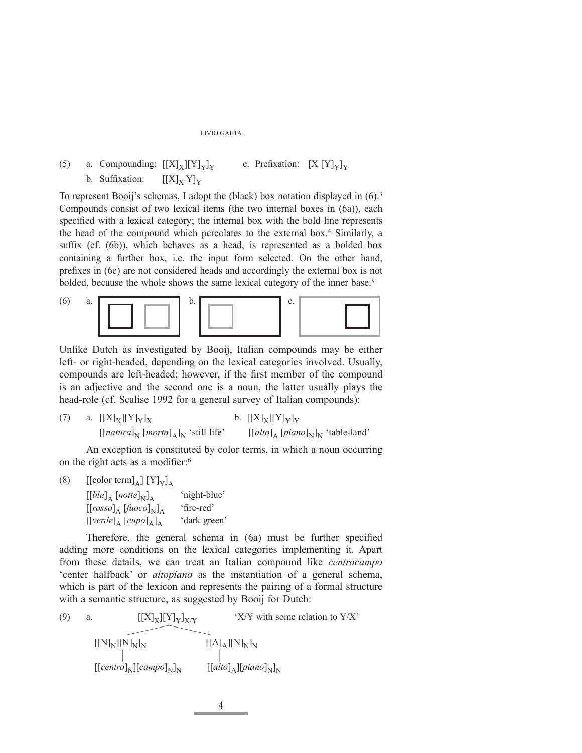(5) a. Compounding: $[[X]_X][Y]_Y]_Y$ c. Prefixation: $[X [Y]_Y]_Y$

b. Suffixation: $[[X]_X Y]_Y$

To represent Booij's schemas, I adopt the (black) box notation displayed in (6).[3] Compounds consist of two lexical items (the two internal boxes in (6a)), each specified with a lexical category; the internal box with the bold line represents the head of the compound which percolates to the external box.[4] Similarly, a suffix (cf. (6b)), which behaves as a head, is represented as a bolded box containing a further box, i.e. the input form selected. On the other hand, prefixes in (6c) are not considered heads and accordingly the external box is not bolded, because the whole shows the same lexical category of the inner base.[5]

(6) a. b. c.

Unlike Dutch as investigated by Booij, Italian compounds may be either left- or right-headed, depending on the lexical categories involved. Usually, compounds are left-headed; however, if the first member of the compound is an adjective and the second one is a noun, the latter usually plays the head-role (cf. Scalise 1992 for a general survey of Italian compounds):

(7) a. $[[X]_X][Y]_Y]_X$ b. $[[X]_X][Y]_Y]_Y$

$[[natura]_N\ [morta]_A]_N$ 'still life' $[[alto]_A\ [piano]_N]_N$ 'table-land'

An exception is constituted by color terms, in which a noun occurring on the right acts as a modifier:[6]

(8) $[[\text{color term}]_A]\ [Y]_Y]_A$

$[[blu]_A\ [notte]_N]_A$ 'night-blue'

$[[rosso]_A\ [fuoco]_N]_A$ 'fire-red'

$[[verde]_A\ [cupo]_A]_A$ 'dark green'

Therefore, the general schema in (6a) must be further specified adding more conditions on the lexical categories implementing it. Apart from these details, we can treat an Italian compound like *centrocampo* 'center halfback' or *altopiano* as the instantiation of a general schema, which is part of the lexicon and represents the pairing of a formal structure with a semantic structure, as suggested by Booij for Dutch:

(9) a. $[[X]_X][Y]_Y]_{X/Y}$ 'X/Y with some relation to Y/X'

$[[N]_N][N]_N]_N$ $[[A]_A][N]_N]_N$

$[[centro]_N][campo]_N]_N$ $[[alto]_A][piano]_N]_N$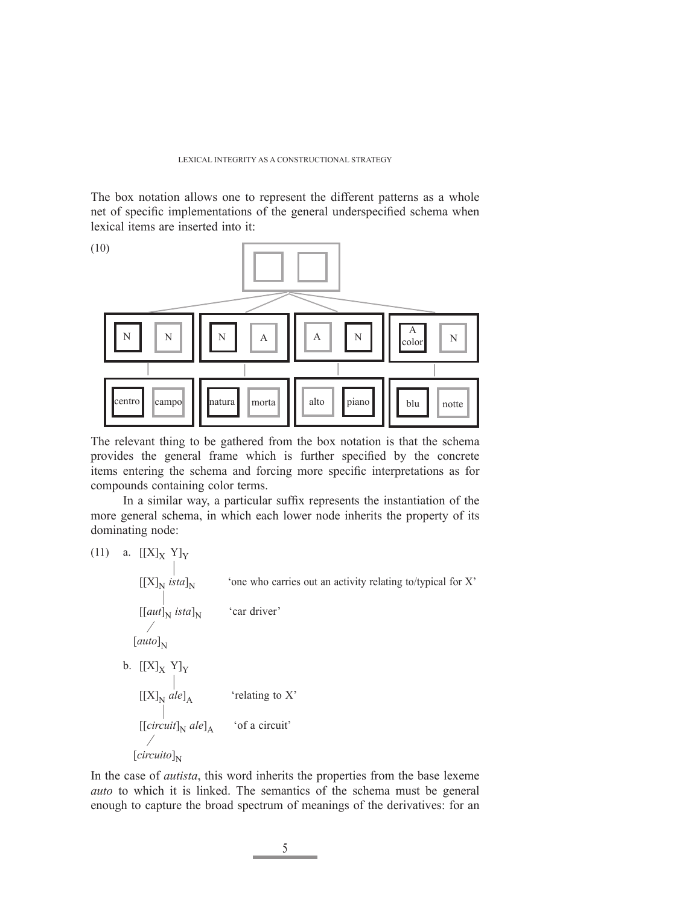The box notation allows one to represent the different patterns as a whole net of specific implementations of the general underspecified schema when lexical items are inserted into it:

(10)

| N N | N A | A N | A color N |
|---|---|---|---|
| centro campo | natura morta | alto piano | blu notte |

The relevant thing to be gathered from the box notation is that the schema provides the general frame which is further specified by the concrete items entering the schema and forcing more specific interpretations as for compounds containing color terms.

In a similar way, a particular suffix represents the instantiation of the more general schema, in which each lower node inherits the property of its dominating node:

(11) a. $[[X]_X\ Y]_Y$

$[[X]_N$ *ista*$]_N$ 'one who carries out an activity relating to/typical for X'

$[[$*aut*$]_N$ *ista*$]_N$ 'car driver'

$[$*auto*$]_N$

b. $[[X]_X\ Y]_Y$

$[[X]_N$ *ale*$]_A$ 'relating to X'

$[[$*circuit*$]_N$ *ale*$]_A$ 'of a circuit'

$[$*circuito*$]_N$

In the case of *autista*, this word inherits the properties from the base lexeme *auto* to which it is linked. The semantics of the schema must be general enough to capture the broad spectrum of meanings of the derivatives: for an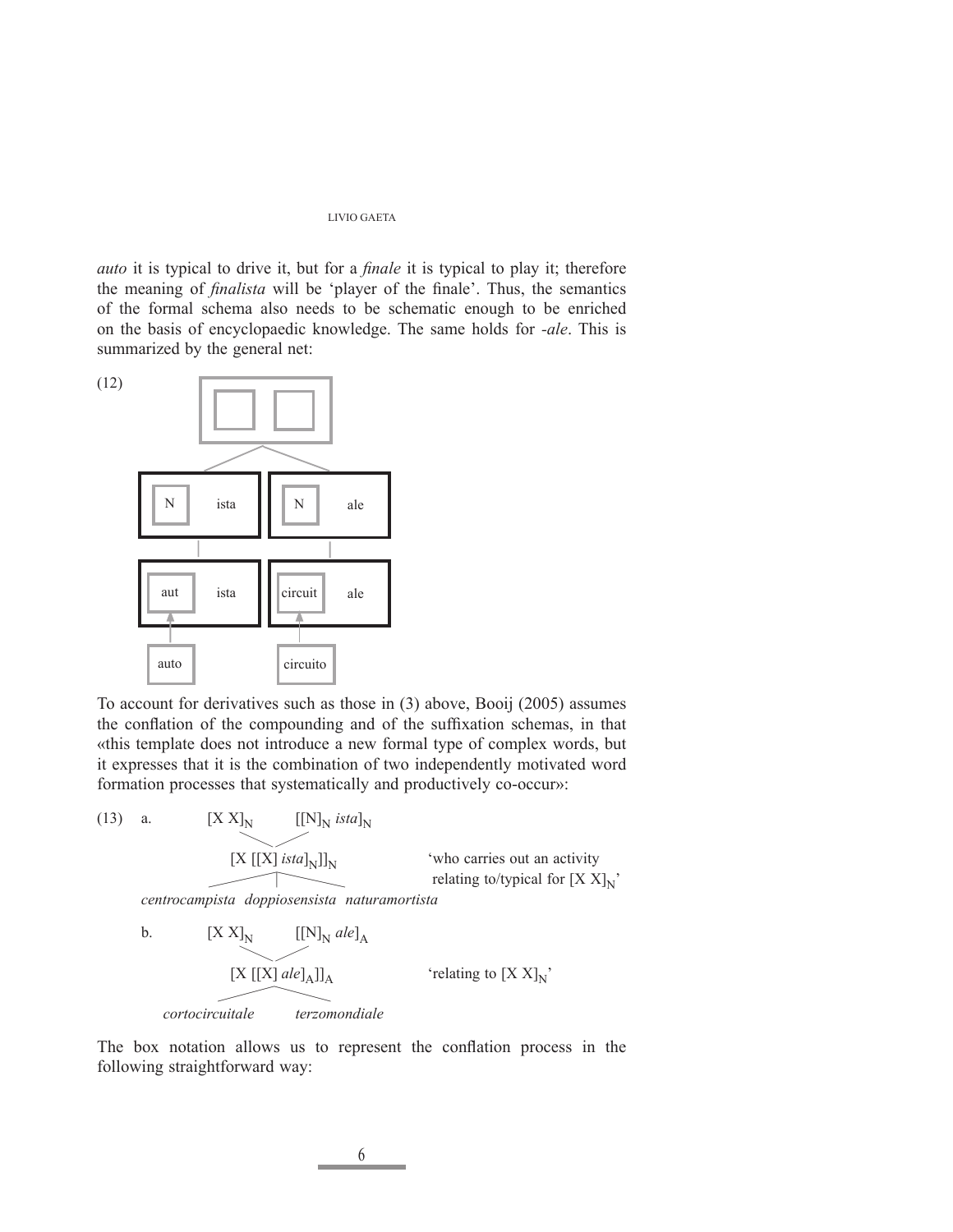*auto* it is typical to drive it, but for a *finale* it is typical to play it; therefore the meaning of *finalista* will be 'player of the finale'. Thus, the semantics of the formal schema also needs to be schematic enough to be enriched on the basis of encyclopaedic knowledge. The same holds for *-ale*. This is summarized by the general net:

(12)

```
            [ [ ] [ ] ]
             /       \
  [ [N] ista ]   [ [N] ale ]
       |              |
  [ [aut] ista ] [ [circuit] ale ]
       ↑              ↑
   [ auto ]      [ circuito ]
```

To account for derivatives such as those in (3) above, Booij (2005) assumes the conflation of the compounding and of the suffixation schemas, in that «this template does not introduce a new formal type of complex words, but it expresses that it is the combination of two independently motivated word formation processes that systematically and productively co-occur»:

(13) a. $[X\ X]_N$ &nbsp;&nbsp; $[[N]_N\ \textit{ista}]_N$

$[X\ [[X]\ \textit{ista}]_N]]_N$ &nbsp;&nbsp; 'who carries out an activity relating to/typical for $[X\ X]_N$'

*centrocampista doppiosensista naturamortista*

b. $[X\ X]_N$ &nbsp;&nbsp; $[[N]_N\ \textit{ale}]_A$

$[X\ [[X]\ \textit{ale}]_A]]_A$ &nbsp;&nbsp; 'relating to $[X\ X]_N$'

*cortocircuitale terzomondiale*

The box notation allows us to represent the conflation process in the following straightforward way: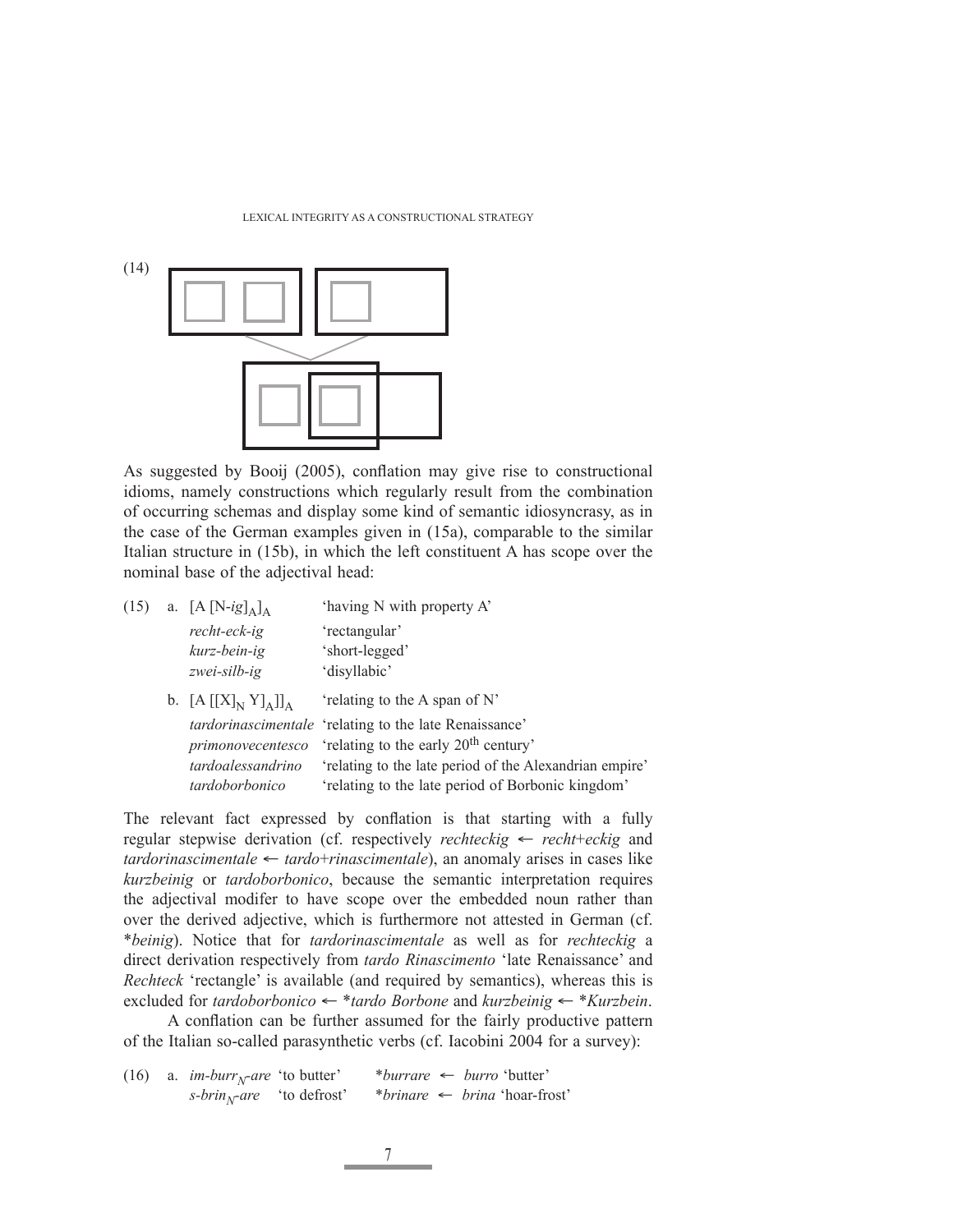(14)

As suggested by Booij (2005), conflation may give rise to constructional idioms, namely constructions which regularly result from the combination of occurring schemas and display some kind of semantic idiosyncrasy, as in the case of the German examples given in (15a), comparable to the similar Italian structure in (15b), in which the left constituent A has scope over the nominal base of the adjectival head:

(15) a. $[A\ [N\text{-}ig]_A]_A$ 'having N with property A'

| | |
|---|---|
| *recht-eck-ig* | 'rectangular' |
| *kurz-bein-ig* | 'short-legged' |
| *zwei-silb-ig* | 'disyllabic' |

b. $[A\ [[X]_N\ Y]_A]]_A$ 'relating to the A span of N'

| | |
|---|---|
| *tardorinascimentale* | 'relating to the late Renaissance' |
| *primonovecentesco* | 'relating to the early 20th century' |
| *tardoalessandrino* | 'relating to the late period of the Alexandrian empire' |
| *tardoborbonico* | 'relating to the late period of Borbonic kingdom' |

The relevant fact expressed by conflation is that starting with a fully regular stepwise derivation (cf. respectively *rechteckig* ← *recht*+*eckig* and *tardorinascimentale* ← *tardo*+*rinascimentale*), an anomaly arises in cases like *kurzbeinig* or *tardoborbonico*, because the semantic interpretation requires the adjectival modifer to have scope over the embedded noun rather than over the derived adjective, which is furthermore not attested in German (cf. \**beinig*). Notice that for *tardorinascimentale* as well as for *rechteckig* a direct derivation respectively from *tardo Rinascimento* 'late Renaissance' and *Rechteck* 'rectangle' is available (and required by semantics), whereas this is excluded for *tardoborbonico* ← \**tardo Borbone* and *kurzbeinig* ← \**Kurzbein*.

A conflation can be further assumed for the fairly productive pattern of the Italian so-called parasynthetic verbs (cf. Iacobini 2004 for a survey):

(16) a. *im-burr*$_N$*-are* 'to butter' \**burrare* ← *burro* 'butter'
*s-brin*$_N$*-are* 'to defrost' \**brinare* ← *brina* 'hoar-frost'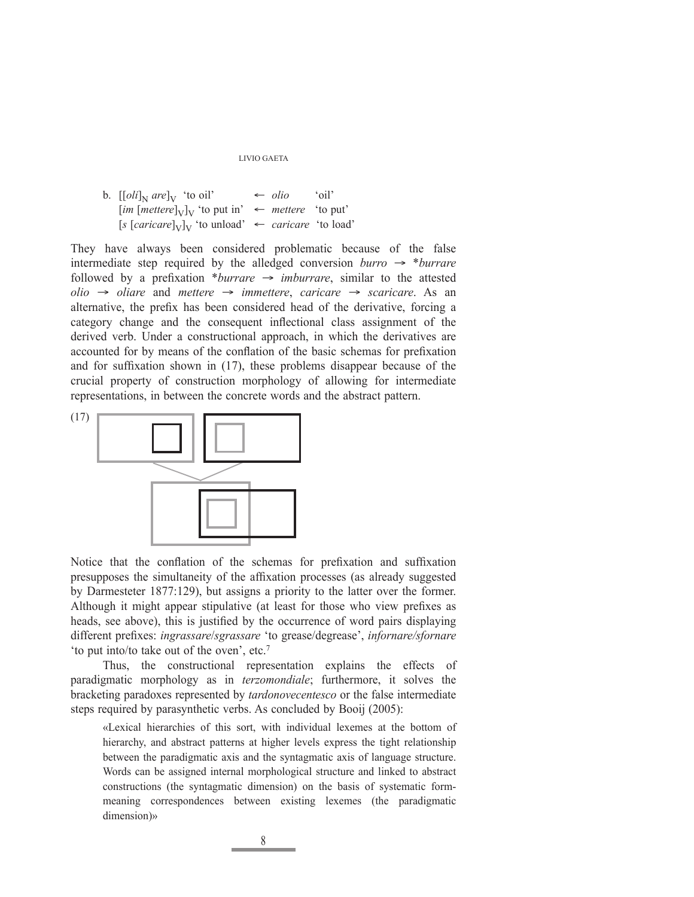b. $[[oli]_N\ are]_V$ 'to oil' ← *olio* 'oil'
$[im\ [mettere]_V]_V$ 'to put in' ← *mettere* 'to put'
$[s\ [caricare]_V]_V$ 'to unload' ← *caricare* 'to load'

They have always been considered problematic because of the false intermediate step required by the alledged conversion *burro* → \**burrare* followed by a prefixation \**burrare* → *imburrare*, similar to the attested *olio* → *oliare* and *mettere* → *immettere*, *caricare* → *scaricare*. As an alternative, the prefix has been considered head of the derivative, forcing a category change and the consequent inflectional class assignment of the derived verb. Under a constructional approach, in which the derivatives are accounted for by means of the conflation of the basic schemas for prefixation and for suffixation shown in (17), these problems disappear because of the crucial property of construction morphology of allowing for intermediate representations, in between the concrete words and the abstract pattern.

(17)

Notice that the conflation of the schemas for prefixation and suffixation presupposes the simultaneity of the affixation processes (as already suggested by Darmesteter 1877:129), but assigns a priority to the latter over the former. Although it might appear stipulative (at least for those who view prefixes as heads, see above), this is justified by the occurrence of word pairs displaying different prefixes: *ingrassare*/*sgrassare* 'to grease/degrease', *infornare/sfornare* 'to put into/to take out of the oven', etc.[7]

Thus, the constructional representation explains the effects of paradigmatic morphology as in *terzomondiale*; furthermore, it solves the bracketing paradoxes represented by *tardonovecentesco* or the false intermediate steps required by parasynthetic verbs. As concluded by Booij (2005):

> «Lexical hierarchies of this sort, with individual lexemes at the bottom of hierarchy, and abstract patterns at higher levels express the tight relationship between the paradigmatic axis and the syntagmatic axis of language structure. Words can be assigned internal morphological structure and linked to abstract constructions (the syntagmatic dimension) on the basis of systematic form-meaning correspondences between existing lexemes (the paradigmatic dimension)»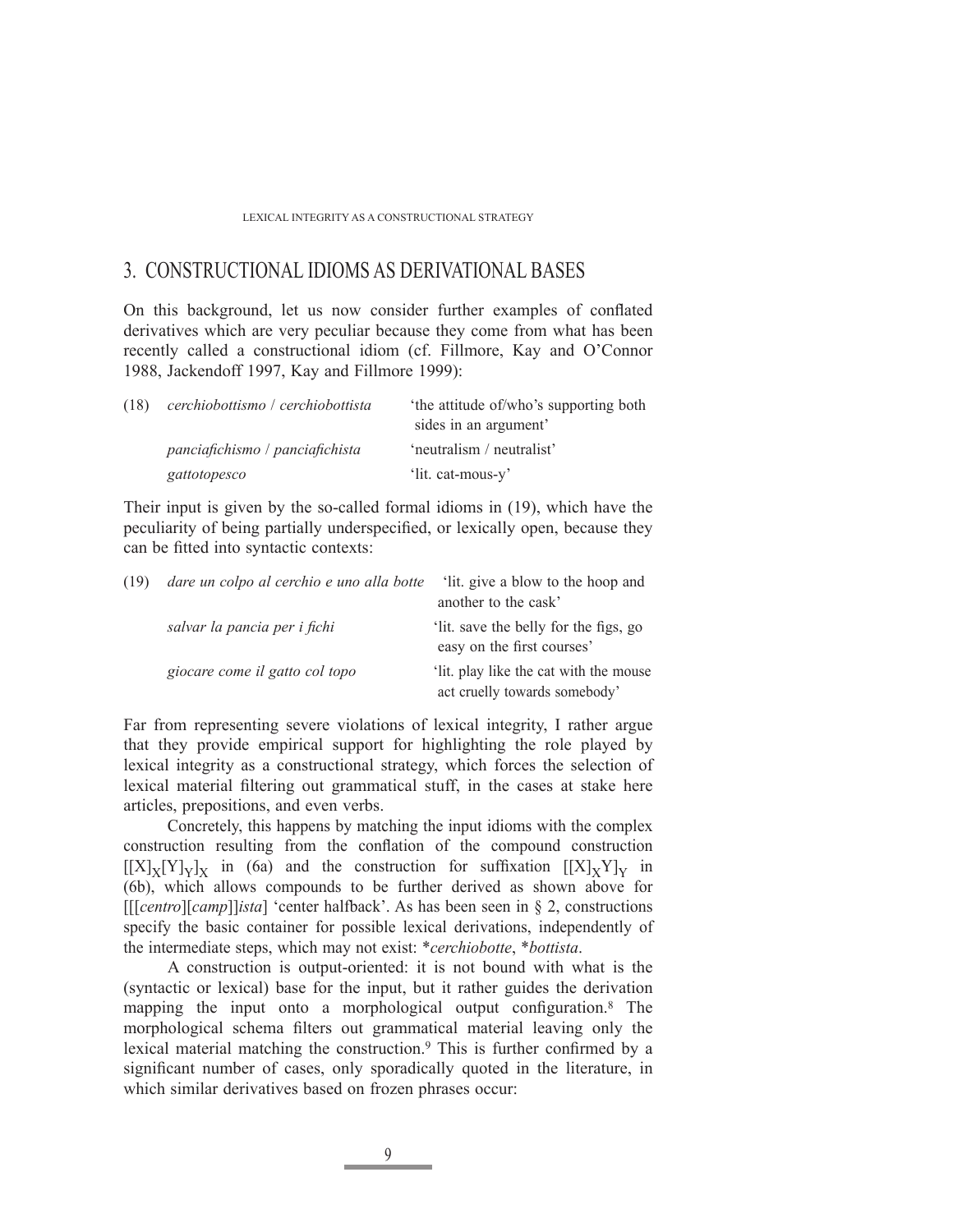## 3. CONSTRUCTIONAL IDIOMS AS DERIVATIONAL BASES

On this background, let us now consider further examples of conflated derivatives which are very peculiar because they come from what has been recently called a constructional idiom (cf. Fillmore, Kay and O'Connor 1988, Jackendoff 1997, Kay and Fillmore 1999):

| | | |
|---|---|---|
| (18) | *cerchiobottismo* / *cerchiobottista* | 'the attitude of/who's supporting both sides in an argument' |
| | *panciafichismo* / *panciafichista* | 'neutralism / neutralist' |
| | *gattotopesco* | 'lit. cat-mous-y' |

Their input is given by the so-called formal idioms in (19), which have the peculiarity of being partially underspecified, or lexically open, because they can be fitted into syntactic contexts:

| | | |
|---|---|---|
| (19) | *dare un colpo al cerchio e uno alla botte* | 'lit. give a blow to the hoop and another to the cask' |
| | *salvar la pancia per i fichi* | 'lit. save the belly for the figs, go easy on the first courses' |
| | *giocare come il gatto col topo* | 'lit. play like the cat with the mouse act cruelly towards somebody' |

Far from representing severe violations of lexical integrity, I rather argue that they provide empirical support for highlighting the role played by lexical integrity as a constructional strategy, which forces the selection of lexical material filtering out grammatical stuff, in the cases at stake here articles, prepositions, and even verbs.

Concretely, this happens by matching the input idioms with the complex construction resulting from the conflation of the compound construction $[[X]_X[Y]_Y]_X$ in (6a) and the construction for suffixation $[[X]_XY]_Y$ in (6b), which allows compounds to be further derived as shown above for [[[*centro*][*camp*]]*ista*] 'center halfback'. As has been seen in § 2, constructions specify the basic container for possible lexical derivations, independently of the intermediate steps, which may not exist: \**cerchiobotte*, \**bottista*.

A construction is output-oriented: it is not bound with what is the (syntactic or lexical) base for the input, but it rather guides the derivation mapping the input onto a morphological output configuration.[8] The morphological schema filters out grammatical material leaving only the lexical material matching the construction.[9] This is further confirmed by a significant number of cases, only sporadically quoted in the literature, in which similar derivatives based on frozen phrases occur: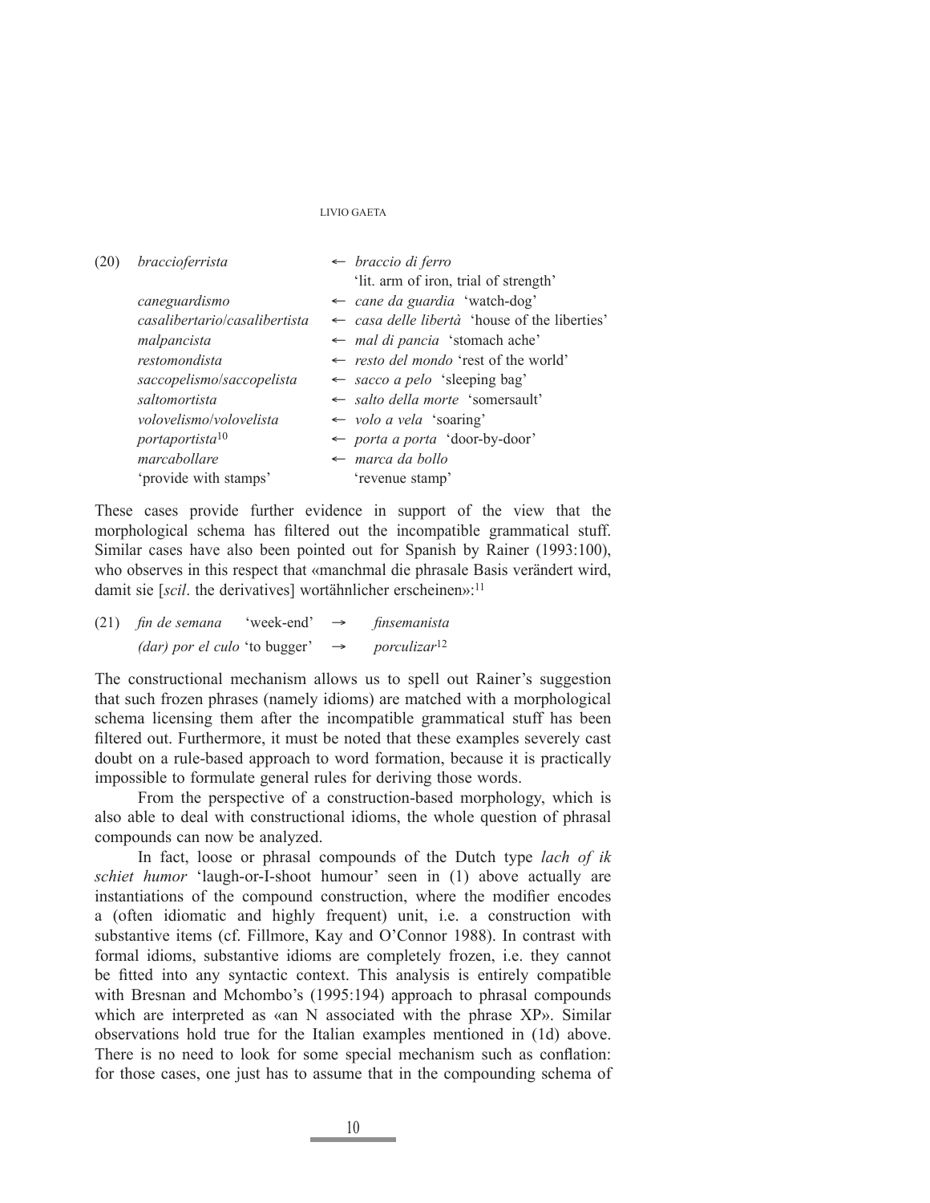(20) *braccioferrista* ← *braccio di ferro* 'lit. arm of iron, trial of strength'

*caneguardismo* ← *cane da guardia* 'watch-dog'

*casalibertario*/*casalibertista* ← *casa delle libertà* 'house of the liberties'

*malpancista* ← *mal di pancia* 'stomach ache'

*restomondista* ← *resto del mondo* 'rest of the world'

*saccopelismo*/*saccopelista* ← *sacco a pelo* 'sleeping bag'

*saltomortista* ← *salto della morte* 'somersault'

*volovelismo*/*volovelista* ← *volo a vela* 'soaring'

*portaportista*[10] ← *porta a porta* 'door-by-door'

*marcabollare* 'provide with stamps' ← *marca da bollo* 'revenue stamp'

These cases provide further evidence in support of the view that the morphological schema has filtered out the incompatible grammatical stuff. Similar cases have also been pointed out for Spanish by Rainer (1993:100), who observes in this respect that «manchmal die phrasale Basis verändert wird, damit sie [*scil*. the derivatives] wortähnlicher erscheinen»:[11]

(21) *fin de semana* 'week-end' → *finsemanista*

*(dar) por el culo* 'to bugger' → *porculizar*[12]

The constructional mechanism allows us to spell out Rainer's suggestion that such frozen phrases (namely idioms) are matched with a morphological schema licensing them after the incompatible grammatical stuff has been filtered out. Furthermore, it must be noted that these examples severely cast doubt on a rule-based approach to word formation, because it is practically impossible to formulate general rules for deriving those words.

From the perspective of a construction-based morphology, which is also able to deal with constructional idioms, the whole question of phrasal compounds can now be analyzed.

In fact, loose or phrasal compounds of the Dutch type *lach of ik schiet humor* 'laugh-or-I-shoot humour' seen in (1) above actually are instantiations of the compound construction, where the modifier encodes a (often idiomatic and highly frequent) unit, i.e. a construction with substantive items (cf. Fillmore, Kay and O'Connor 1988). In contrast with formal idioms, substantive idioms are completely frozen, i.e. they cannot be fitted into any syntactic context. This analysis is entirely compatible with Bresnan and Mchombo's (1995:194) approach to phrasal compounds which are interpreted as «an N associated with the phrase XP». Similar observations hold true for the Italian examples mentioned in (1d) above. There is no need to look for some special mechanism such as conflation: for those cases, one just has to assume that in the compounding schema of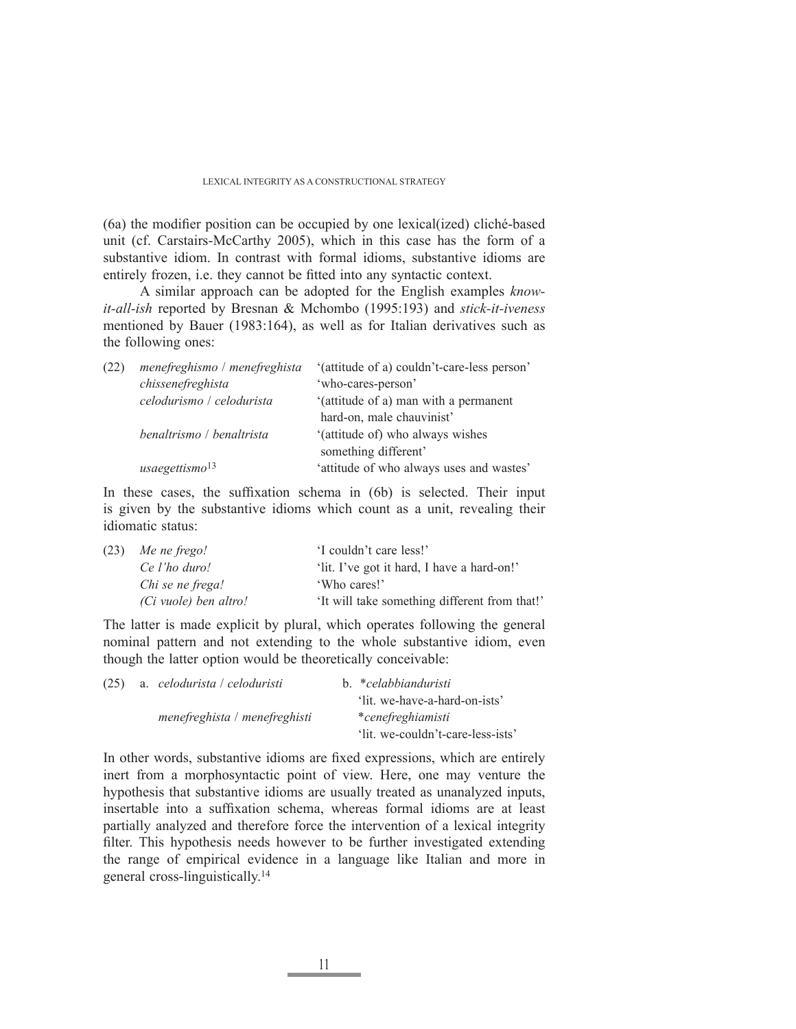(6a) the modifier position can be occupied by one lexical(ized) cliché-based unit (cf. Carstairs-McCarthy 2005), which in this case has the form of a substantive idiom. In contrast with formal idioms, substantive idioms are entirely frozen, i.e. they cannot be fitted into any syntactic context.

A similar approach can be adopted for the English examples *know-it-all-ish* reported by Bresnan & Mchombo (1995:193) and *stick-it-iveness* mentioned by Bauer (1983:164), as well as for Italian derivatives such as the following ones:

| (22) | *menefreghismo* / *menefreghista* | '(attitude of a) couldn't-care-less person' |
|---|---|---|
| | *chissenefreghista* | 'who-cares-person' |
| | *celodurismo* / *celodurista* | '(attitude of a) man with a permanent hard-on, male chauvinist' |
| | *benaltrismo* / *benaltrista* | '(attitude of) who always wishes something different' |
| | *usaegettismo*[13] | 'attitude of who always uses and wastes' |

In these cases, the suffixation schema in (6b) is selected. Their input is given by the substantive idioms which count as a unit, revealing their idiomatic status:

| (23) | *Me ne frego!* | 'I couldn't care less!' |
|---|---|---|
| | *Ce l'ho duro!* | 'lit. I've got it hard, I have a hard-on!' |
| | *Chi se ne frega!* | 'Who cares!' |
| | *(Ci vuole) ben altro!* | 'It will take something different from that!' |

The latter is made explicit by plural, which operates following the general nominal pattern and not extending to the whole substantive idiom, even though the latter option would be theoretically conceivable:

| (25) | a. *celodurista* / *celoduristi* | b. \**celabbianduristi* 'lit. we-have-a-hard-on-ists' |
|---|---|---|
| | *menefreghista* / *menefreghisti* | \**cenefreghiamisti* 'lit. we-couldn't-care-less-ists' |

In other words, substantive idioms are fixed expressions, which are entirely inert from a morphosyntactic point of view. Here, one may venture the hypothesis that substantive idioms are usually treated as unanalyzed inputs, insertable into a suffixation schema, whereas formal idioms are at least partially analyzed and therefore force the intervention of a lexical integrity filter. This hypothesis needs however to be further investigated extending the range of empirical evidence in a language like Italian and more in general cross-linguistically.[14]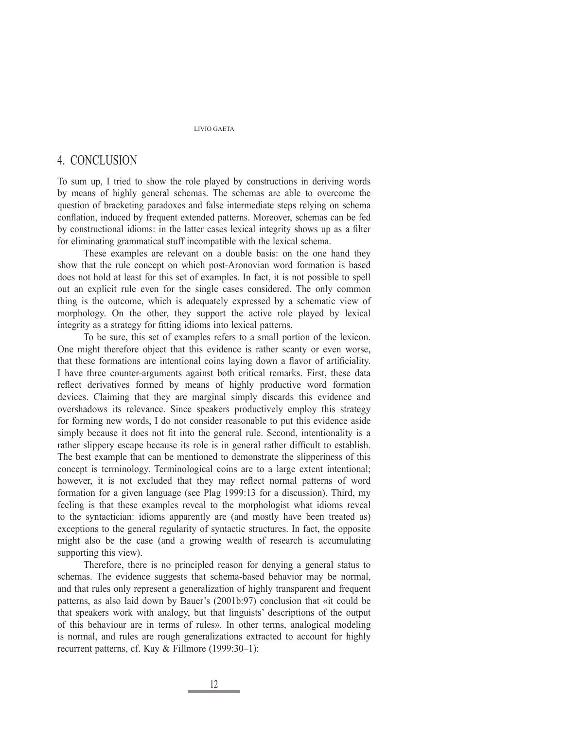## 4. CONCLUSION

To sum up, I tried to show the role played by constructions in deriving words by means of highly general schemas. The schemas are able to overcome the question of bracketing paradoxes and false intermediate steps relying on schema conflation, induced by frequent extended patterns. Moreover, schemas can be fed by constructional idioms: in the latter cases lexical integrity shows up as a filter for eliminating grammatical stuff incompatible with the lexical schema.

These examples are relevant on a double basis: on the one hand they show that the rule concept on which post-Aronovian word formation is based does not hold at least for this set of examples. In fact, it is not possible to spell out an explicit rule even for the single cases considered. The only common thing is the outcome, which is adequately expressed by a schematic view of morphology. On the other, they support the active role played by lexical integrity as a strategy for fitting idioms into lexical patterns.

To be sure, this set of examples refers to a small portion of the lexicon. One might therefore object that this evidence is rather scanty or even worse, that these formations are intentional coins laying down a flavor of artificiality. I have three counter-arguments against both critical remarks. First, these data reflect derivatives formed by means of highly productive word formation devices. Claiming that they are marginal simply discards this evidence and overshadows its relevance. Since speakers productively employ this strategy for forming new words, I do not consider reasonable to put this evidence aside simply because it does not fit into the general rule. Second, intentionality is a rather slippery escape because its role is in general rather difficult to establish. The best example that can be mentioned to demonstrate the slipperiness of this concept is terminology. Terminological coins are to a large extent intentional; however, it is not excluded that they may reflect normal patterns of word formation for a given language (see Plag 1999:13 for a discussion). Third, my feeling is that these examples reveal to the morphologist what idioms reveal to the syntactician: idioms apparently are (and mostly have been treated as) exceptions to the general regularity of syntactic structures. In fact, the opposite might also be the case (and a growing wealth of research is accumulating supporting this view).

Therefore, there is no principled reason for denying a general status to schemas. The evidence suggests that schema-based behavior may be normal, and that rules only represent a generalization of highly transparent and frequent patterns, as also laid down by Bauer's (2001b:97) conclusion that «it could be that speakers work with analogy, but that linguists' descriptions of the output of this behaviour are in terms of rules». In other terms, analogical modeling is normal, and rules are rough generalizations extracted to account for highly recurrent patterns, cf. Kay & Fillmore (1999:30–1):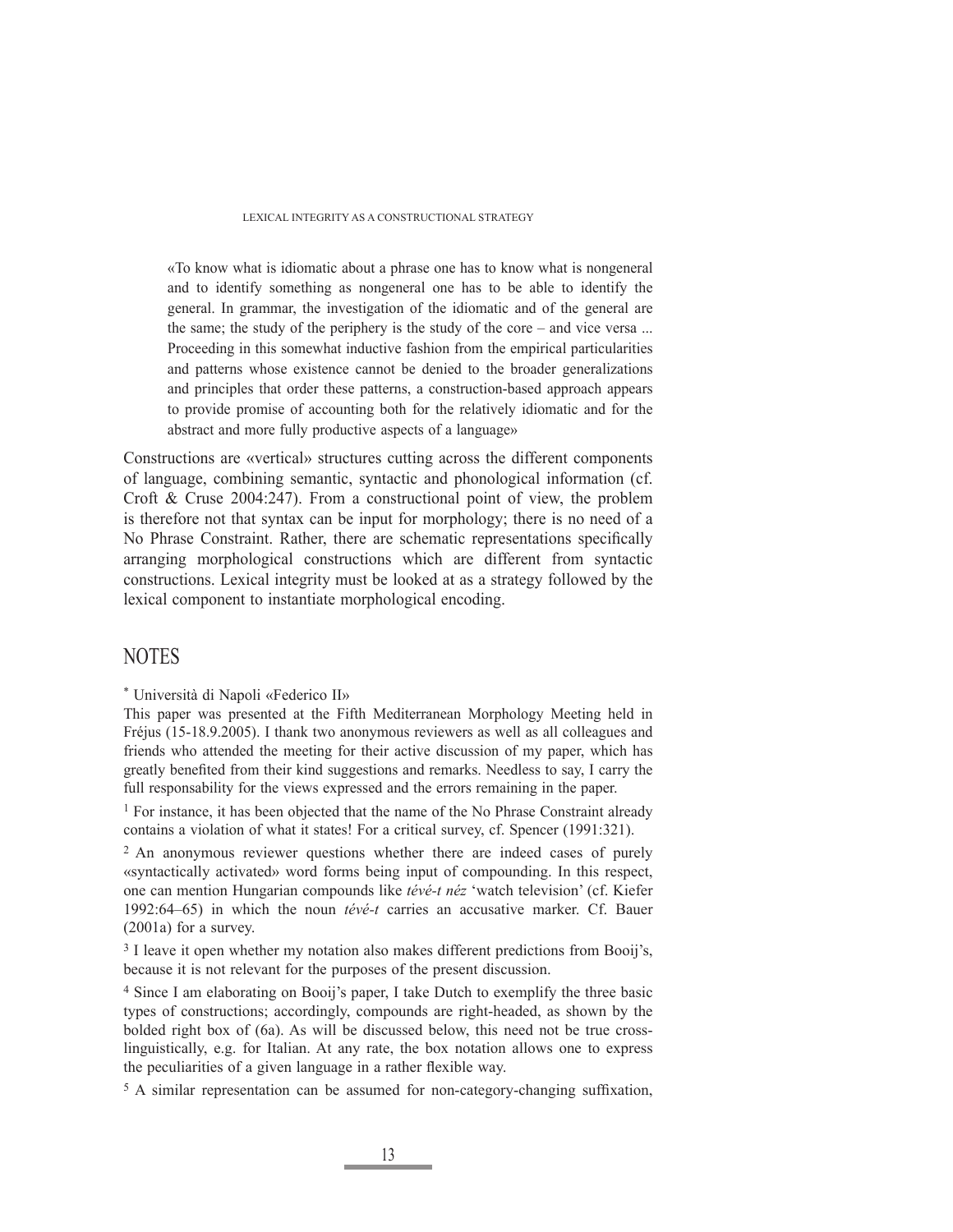> «To know what is idiomatic about a phrase one has to know what is nongeneral and to identify something as nongeneral one has to be able to identify the general. In grammar, the investigation of the idiomatic and of the general are the same; the study of the periphery is the study of the core – and vice versa ... Proceeding in this somewhat inductive fashion from the empirical particularities and patterns whose existence cannot be denied to the broader generalizations and principles that order these patterns, a construction-based approach appears to provide promise of accounting both for the relatively idiomatic and for the abstract and more fully productive aspects of a language»

Constructions are «vertical» structures cutting across the different components of language, combining semantic, syntactic and phonological information (cf. Croft & Cruse 2004:247). From a constructional point of view, the problem is therefore not that syntax can be input for morphology; there is no need of a No Phrase Constraint. Rather, there are schematic representations specifically arranging morphological constructions which are different from syntactic constructions. Lexical integrity must be looked at as a strategy followed by the lexical component to instantiate morphological encoding.

## NOTES

[*] Università di Napoli «Federico II»

This paper was presented at the Fifth Mediterranean Morphology Meeting held in Fréjus (15-18.9.2005). I thank two anonymous reviewers as well as all colleagues and friends who attended the meeting for their active discussion of my paper, which has greatly benefited from their kind suggestions and remarks. Needless to say, I carry the full responsability for the views expressed and the errors remaining in the paper.

[1] For instance, it has been objected that the name of the No Phrase Constraint already contains a violation of what it states! For a critical survey, cf. Spencer (1991:321).

[2] An anonymous reviewer questions whether there are indeed cases of purely «syntactically activated» word forms being input of compounding. In this respect, one can mention Hungarian compounds like *tévé-t néz* 'watch television' (cf. Kiefer 1992:64–65) in which the noun *tévé-t* carries an accusative marker. Cf. Bauer (2001a) for a survey.

[3] I leave it open whether my notation also makes different predictions from Booij's, because it is not relevant for the purposes of the present discussion.

[4] Since I am elaborating on Booij's paper, I take Dutch to exemplify the three basic types of constructions; accordingly, compounds are right-headed, as shown by the bolded right box of (6a). As will be discussed below, this need not be true cross-linguistically, e.g. for Italian. At any rate, the box notation allows one to express the peculiarities of a given language in a rather flexible way.

[5] A similar representation can be assumed for non-category-changing suffixation,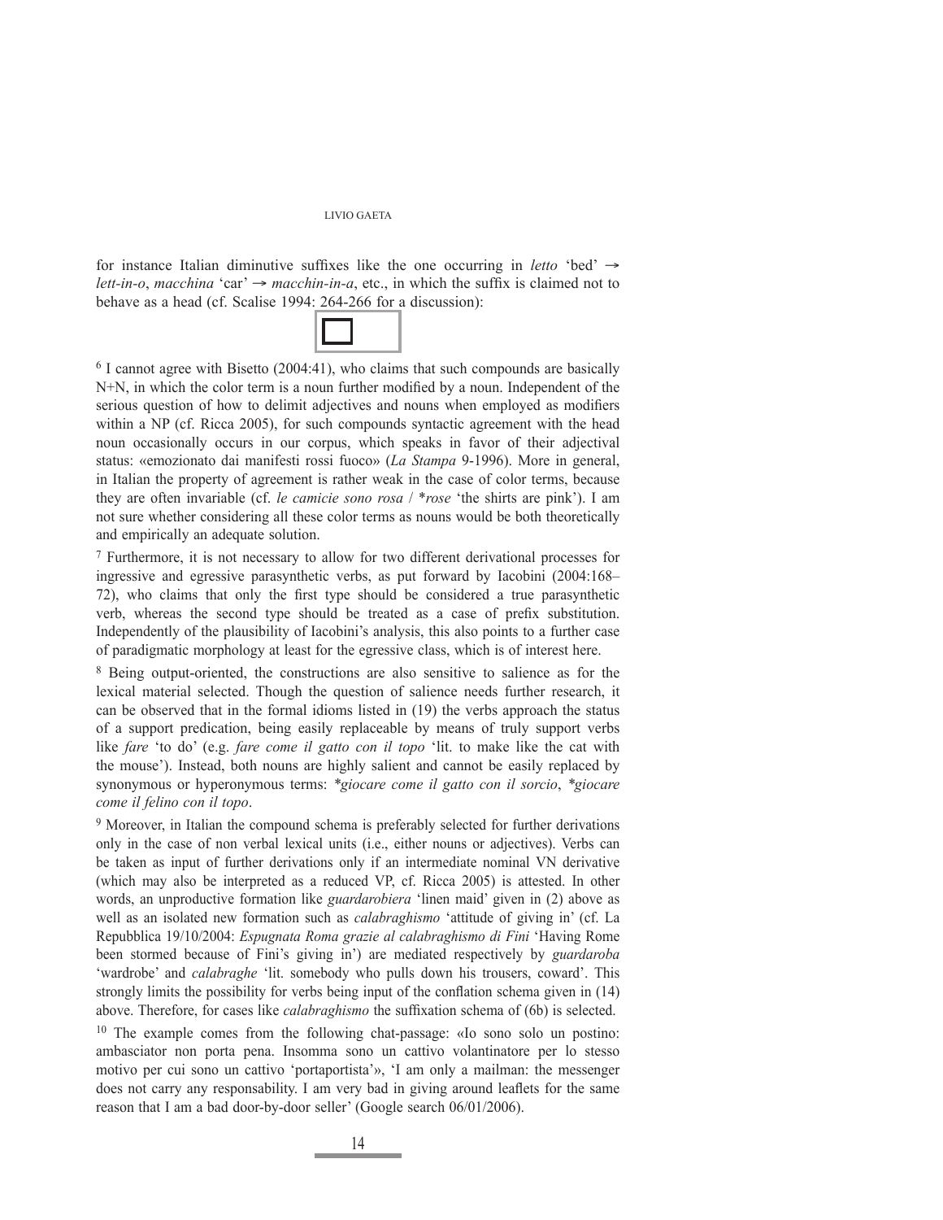for instance Italian diminutive suffixes like the one occurring in *letto* 'bed' → *lett-in-o*, *macchina* 'car' → *macchin-in-a*, etc., in which the suffix is claimed not to behave as a head (cf. Scalise 1994: 264-266 for a discussion):

[6] I cannot agree with Bisetto (2004:41), who claims that such compounds are basically N+N, in which the color term is a noun further modified by a noun. Independent of the serious question of how to delimit adjectives and nouns when employed as modifiers within a NP (cf. Ricca 2005), for such compounds syntactic agreement with the head noun occasionally occurs in our corpus, which speaks in favor of their adjectival status: «emozionato dai manifesti rossi fuoco» (*La Stampa* 9-1996). More in general, in Italian the property of agreement is rather weak in the case of color terms, because they are often invariable (cf. *le camicie sono rosa* / *\*rose* 'the shirts are pink'). I am not sure whether considering all these color terms as nouns would be both theoretically and empirically an adequate solution.

[7] Furthermore, it is not necessary to allow for two different derivational processes for ingressive and egressive parasynthetic verbs, as put forward by Iacobini (2004:168–72), who claims that only the first type should be considered a true parasynthetic verb, whereas the second type should be treated as a case of prefix substitution. Independently of the plausibility of Iacobini's analysis, this also points to a further case of paradigmatic morphology at least for the egressive class, which is of interest here.

[8] Being output-oriented, the constructions are also sensitive to salience as for the lexical material selected. Though the question of salience needs further research, it can be observed that in the formal idioms listed in (19) the verbs approach the status of a support predication, being easily replaceable by means of truly support verbs like *fare* 'to do' (e.g. *fare come il gatto con il topo* 'lit. to make like the cat with the mouse'). Instead, both nouns are highly salient and cannot be easily replaced by synonymous or hyperonymous terms: *\*giocare come il gatto con il sorcio*, *\*giocare come il felino con il topo*.

[9] Moreover, in Italian the compound schema is preferably selected for further derivations only in the case of non verbal lexical units (i.e., either nouns or adjectives). Verbs can be taken as input of further derivations only if an intermediate nominal VN derivative (which may also be interpreted as a reduced VP, cf. Ricca 2005) is attested. In other words, an unproductive formation like *guardarobiera* 'linen maid' given in (2) above as well as an isolated new formation such as *calabraghismo* 'attitude of giving in' (cf. La Repubblica 19/10/2004: *Espugnata Roma grazie al calabraghismo di Fini* 'Having Rome been stormed because of Fini's giving in') are mediated respectively by *guardaroba* 'wardrobe' and *calabraghe* 'lit. somebody who pulls down his trousers, coward'. This strongly limits the possibility for verbs being input of the conflation schema given in (14) above. Therefore, for cases like *calabraghismo* the suffixation schema of (6b) is selected.

[10] The example comes from the following chat-passage: «Io sono solo un postino: ambasciator non porta pena. Insomma sono un cattivo volantinatore per lo stesso motivo per cui sono un cattivo 'portaportista'», 'I am only a mailman: the messenger does not carry any responsability. I am very bad in giving around leaflets for the same reason that I am a bad door-by-door seller' (Google search 06/01/2006).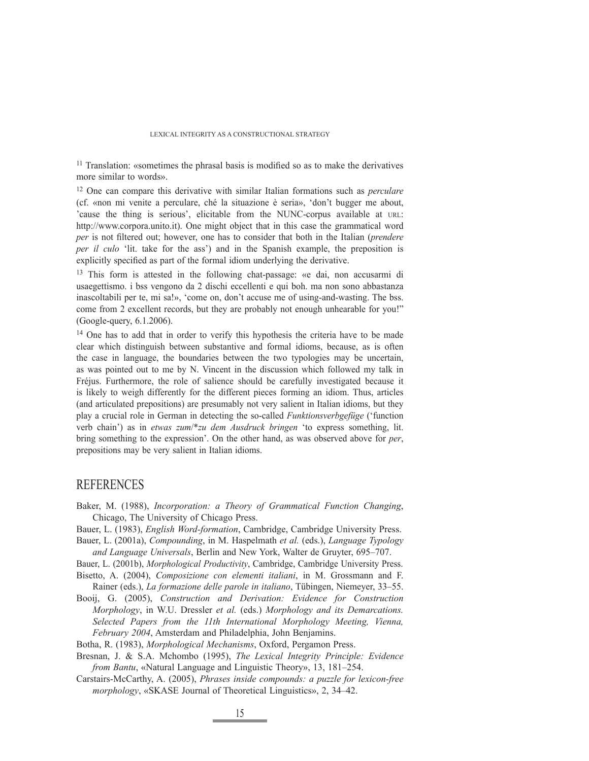[11] Translation: «sometimes the phrasal basis is modified so as to make the derivatives more similar to words».

[12] One can compare this derivative with similar Italian formations such as *perculare* (cf. «non mi venite a perculare, ché la situazione è seria», 'don't bugger me about, 'cause the thing is serious', elicitable from the NUNC-corpus available at URL: http://www.corpora.unito.it). One might object that in this case the grammatical word *per* is not filtered out; however, one has to consider that both in the Italian (*prendere per il culo* 'lit. take for the ass') and in the Spanish example, the preposition is explicitly specified as part of the formal idiom underlying the derivative.

[13] This form is attested in the following chat-passage: «e dai, non accusarmi di usaegettismo. i bss vengono da 2 dischi eccellenti e qui boh. ma non sono abbastanza inascoltabili per te, mi sa!», 'come on, don't accuse me of using-and-wasting. The bss. come from 2 excellent records, but they are probably not enough unhearable for you!" (Google-query, 6.1.2006).

[14] One has to add that in order to verify this hypothesis the criteria have to be made clear which distinguish between substantive and formal idioms, because, as is often the case in language, the boundaries between the two typologies may be uncertain, as was pointed out to me by N. Vincent in the discussion which followed my talk in Fréjus. Furthermore, the role of salience should be carefully investigated because it is likely to weigh differently for the different pieces forming an idiom. Thus, articles (and articulated prepositions) are presumably not very salient in Italian idioms, but they play a crucial role in German in detecting the so-called *Funktionsverbgefüge* ('function verb chain') as in *etwas zum*/\**zu dem Ausdruck bringen* 'to express something, lit. bring something to the expression'. On the other hand, as was observed above for *per*, prepositions may be very salient in Italian idioms.

## REFERENCES

Baker, M. (1988), *Incorporation: a Theory of Grammatical Function Changing*, Chicago, The University of Chicago Press.

Bauer, L. (1983), *English Word-formation*, Cambridge, Cambridge University Press.

Bauer, L. (2001a), *Compounding*, in M. Haspelmath *et al.* (eds.), *Language Typology and Language Universals*, Berlin and New York, Walter de Gruyter, 695–707.

Bauer, L. (2001b), *Morphological Productivity*, Cambridge, Cambridge University Press.

Bisetto, A. (2004), *Composizione con elementi italiani*, in M. Grossmann and F. Rainer (eds.), *La formazione delle parole in italiano*, Tübingen, Niemeyer, 33–55.

Booij, G. (2005), *Construction and Derivation: Evidence for Construction Morphology*, in W.U. Dressler *et al.* (eds.) *Morphology and its Demarcations. Selected Papers from the 11th International Morphology Meeting, Vienna, February 2004*, Amsterdam and Philadelphia, John Benjamins.

Botha, R. (1983), *Morphological Mechanisms*, Oxford, Pergamon Press.

Bresnan, J. & S.A. Mchombo (1995), *The Lexical Integrity Principle: Evidence from Bantu*, «Natural Language and Linguistic Theory», 13, 181–254.

Carstairs-McCarthy, A. (2005), *Phrases inside compounds: a puzzle for lexicon-free morphology*, «SKASE Journal of Theoretical Linguistics», 2, 34–42.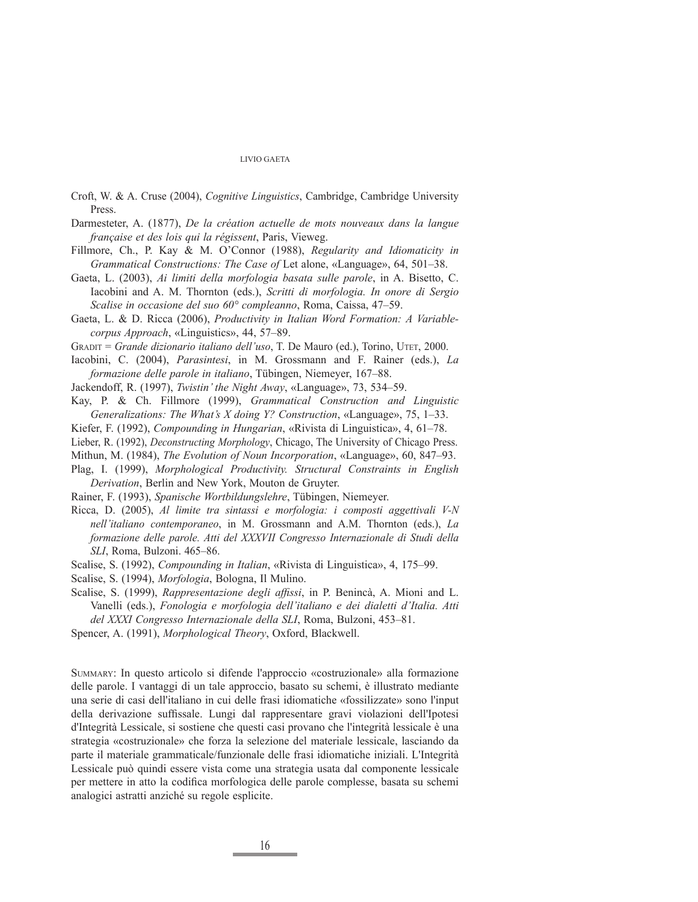Croft, W. & A. Cruse (2004), *Cognitive Linguistics*, Cambridge, Cambridge University Press.

Darmesteter, A. (1877), *De la création actuelle de mots nouveaux dans la langue française et des lois qui la régissent*, Paris, Vieweg.

Fillmore, Ch., P. Kay & M. O'Connor (1988), *Regularity and Idiomaticity in Grammatical Constructions: The Case of* Let alone, «Language», 64, 501–38.

Gaeta, L. (2003), *Ai limiti della morfologia basata sulle parole*, in A. Bisetto, C. Iacobini and A. M. Thornton (eds.), *Scritti di morfologia. In onore di Sergio Scalise in occasione del suo 60° compleanno*, Roma, Caissa, 47–59.

Gaeta, L. & D. Ricca (2006), *Productivity in Italian Word Formation: A Variable-corpus Approach*, «Linguistics», 44, 57–89.

GRADIT = *Grande dizionario italiano dell'uso*, T. De Mauro (ed.), Torino, UTET, 2000.

Iacobini, C. (2004), *Parasintesi*, in M. Grossmann and F. Rainer (eds.), *La formazione delle parole in italiano*, Tübingen, Niemeyer, 167–88.

Jackendoff, R. (1997), *Twistin' the Night Away*, «Language», 73, 534–59.

Kay, P. & Ch. Fillmore (1999), *Grammatical Construction and Linguistic Generalizations: The What's X doing Y? Construction*, «Language», 75, 1–33.

Kiefer, F. (1992), *Compounding in Hungarian*, «Rivista di Linguistica», 4, 61–78.

Lieber, R. (1992), *Deconstructing Morphology*, Chicago, The University of Chicago Press.

Mithun, M. (1984), *The Evolution of Noun Incorporation*, «Language», 60, 847–93.

Plag, I. (1999), *Morphological Productivity. Structural Constraints in English Derivation*, Berlin and New York, Mouton de Gruyter.

Rainer, F. (1993), *Spanische Wortbildungslehre*, Tübingen, Niemeyer.

Ricca, D. (2005), *Al limite tra sintassi e morfologia: i composti aggettivali V-N nell'italiano contemporaneo*, in M. Grossmann and A.M. Thornton (eds.), *La formazione delle parole. Atti del XXXVII Congresso Internazionale di Studi della SLI*, Roma, Bulzoni. 465–86.

Scalise, S. (1992), *Compounding in Italian*, «Rivista di Linguistica», 4, 175–99.

Scalise, S. (1994), *Morfologia*, Bologna, Il Mulino.

Scalise, S. (1999), *Rappresentazione degli affissi*, in P. Benincà, A. Mioni and L. Vanelli (eds.), *Fonologia e morfologia dell'italiano e dei dialetti d'Italia. Atti del XXXI Congresso Internazionale della SLI*, Roma, Bulzoni, 453–81.

Spencer, A. (1991), *Morphological Theory*, Oxford, Blackwell.

SUMMARY: In questo articolo si difende l'approccio «costruzionale» alla formazione delle parole. I vantaggi di un tale approccio, basato su schemi, è illustrato mediante una serie di casi dell'italiano in cui delle frasi idiomatiche «fossilizzate» sono l'input della derivazione suffissale. Lungi dal rappresentare gravi violazioni dell'Ipotesi d'Integrità Lessicale, si sostiene che questi casi provano che l'integrità lessicale è una strategia «costruzionale» che forza la selezione del materiale lessicale, lasciando da parte il materiale grammaticale/funzionale delle frasi idiomatiche iniziali. L'Integrità Lessicale può quindi essere vista come una strategia usata dal componente lessicale per mettere in atto la codifica morfologica delle parole complesse, basata su schemi analogici astratti anziché su regole esplicite.